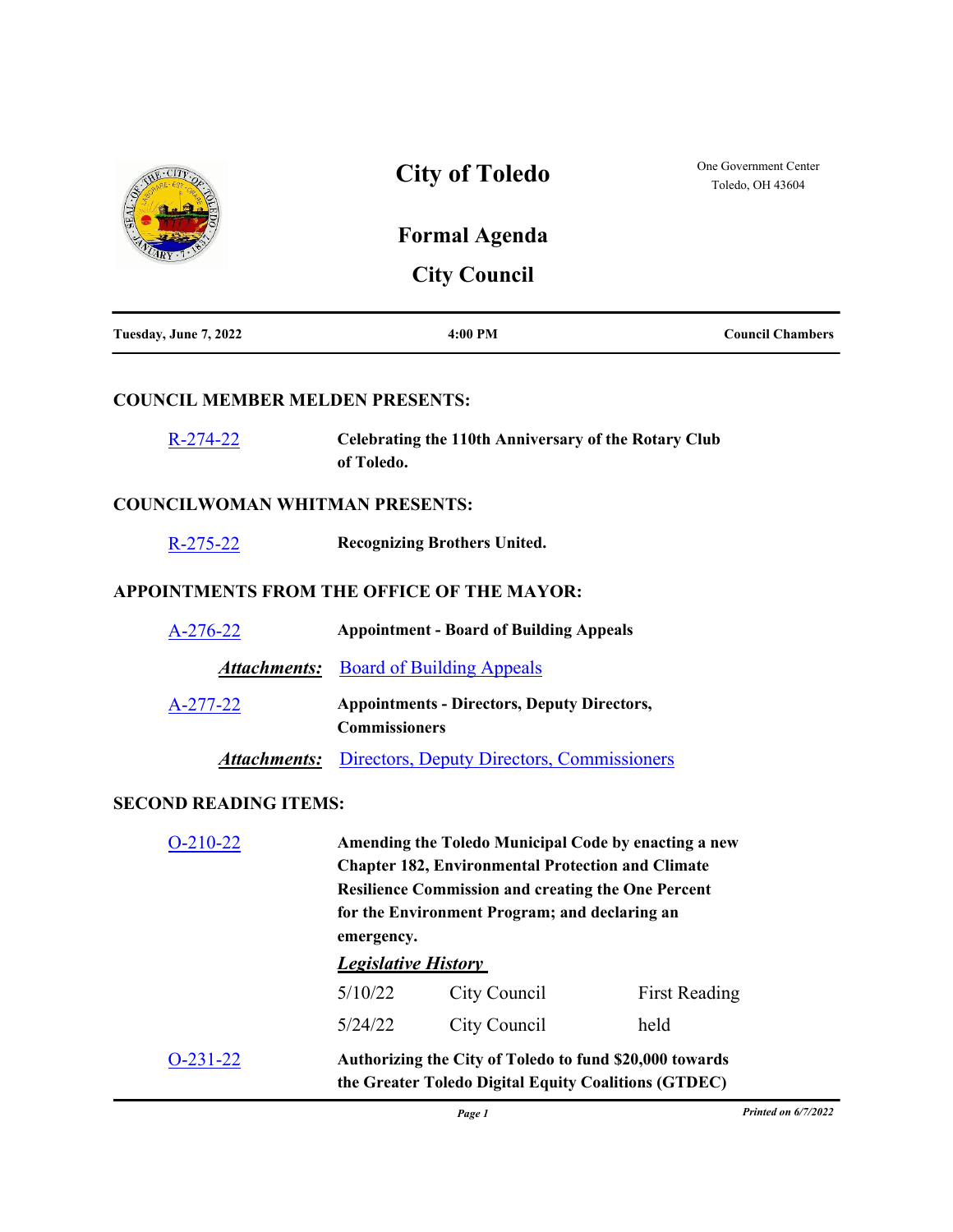# City of Toledo

One Government Center
Toledo, OH 43604

## Formal Agenda

## City Council

| Tuesday, June 7, 2022 | 4:00 PM | Council Chambers |
|---|---|---|

### COUNCIL MEMBER MELDEN PRESENTS:

R-274-22 **Celebrating the 110th Anniversary of the Rotary Club of Toledo.**

### COUNCILWOMAN WHITMAN PRESENTS:

R-275-22 **Recognizing Brothers United.**

### APPOINTMENTS FROM THE OFFICE OF THE MAYOR:

A-276-22 **Appointment - Board of Building Appeals**

***Attachments:*** Board of Building Appeals

A-277-22 **Appointments - Directors, Deputy Directors, Commissioners**

***Attachments:*** Directors, Deputy Directors, Commissioners

### SECOND READING ITEMS:

O-210-22 **Amending the Toledo Municipal Code by enacting a new Chapter 182, Environmental Protection and Climate Resilience Commission and creating the One Percent for the Environment Program; and declaring an emergency.**

***Legislative History***

| | | |
|---|---|---|
| 5/10/22 | City Council | First Reading |
| 5/24/22 | City Council | held |

O-231-22 **Authorizing the City of Toledo to fund $20,000 towards the Greater Toledo Digital Equity Coalitions (GTDEC)**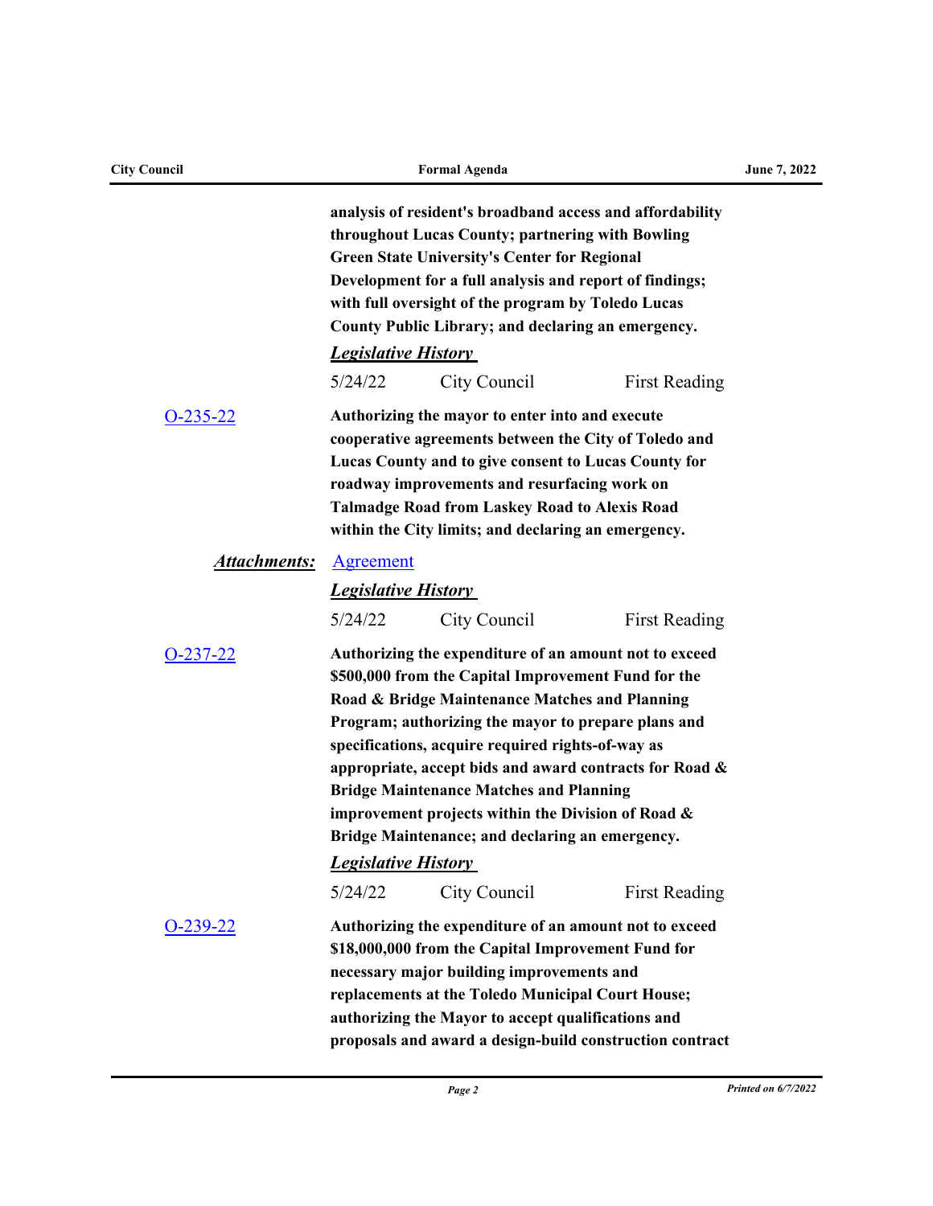**analysis of resident's broadband access and affordability throughout Lucas County; partnering with Bowling Green State University's Center for Regional Development for a full analysis and report of findings; with full oversight of the program by Toledo Lucas County Public Library; and declaring an emergency.**

***Legislative History***

5/24/22 City Council First Reading

O-235-22 **Authorizing the mayor to enter into and execute cooperative agreements between the City of Toledo and Lucas County and to give consent to Lucas County for roadway improvements and resurfacing work on Talmadge Road from Laskey Road to Alexis Road within the City limits; and declaring an emergency.**

***Attachments:*** Agreement

***Legislative History***

5/24/22 City Council First Reading

O-237-22 **Authorizing the expenditure of an amount not to exceed $500,000 from the Capital Improvement Fund for the Road & Bridge Maintenance Matches and Planning Program; authorizing the mayor to prepare plans and specifications, acquire required rights-of-way as appropriate, accept bids and award contracts for Road & Bridge Maintenance Matches and Planning improvement projects within the Division of Road & Bridge Maintenance; and declaring an emergency.**

***Legislative History***

5/24/22 City Council First Reading

O-239-22 **Authorizing the expenditure of an amount not to exceed $18,000,000 from the Capital Improvement Fund for necessary major building improvements and replacements at the Toledo Municipal Court House; authorizing the Mayor to accept qualifications and proposals and award a design-build construction contract**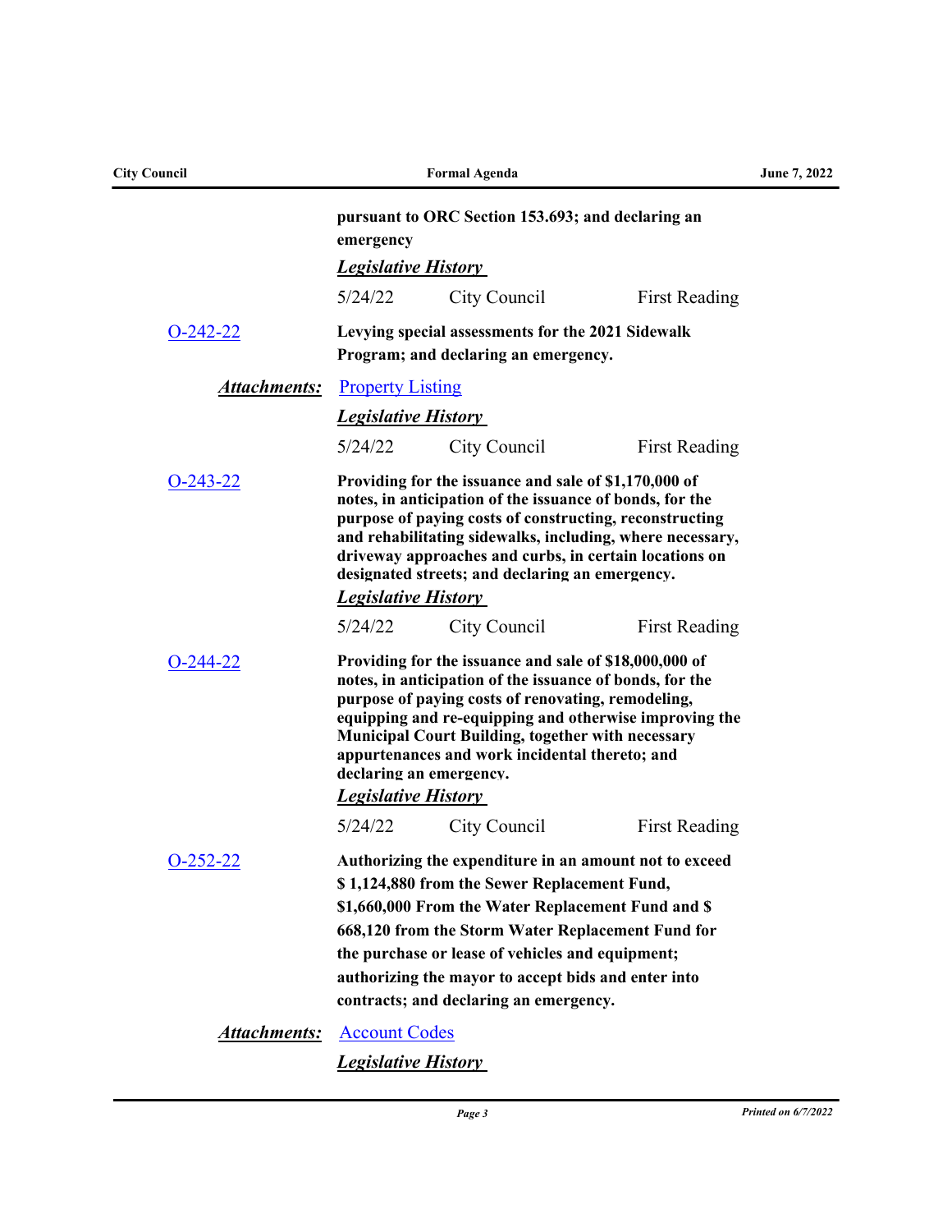**pursuant to ORC Section 153.693; and declaring an emergency**

***Legislative History***

| | | |
|---|---|---|
| 5/24/22 | City Council | First Reading |

O-242-22 **Levying special assessments for the 2021 Sidewalk Program; and declaring an emergency.**

***Attachments:*** Property Listing

***Legislative History***

| | | |
|---|---|---|
| 5/24/22 | City Council | First Reading |

O-243-22 **Providing for the issuance and sale of $1,170,000 of notes, in anticipation of the issuance of bonds, for the purpose of paying costs of constructing, reconstructing and rehabilitating sidewalks, including, where necessary, driveway approaches and curbs, in certain locations on designated streets; and declaring an emergency.**

***Legislative History***

| | | |
|---|---|---|
| 5/24/22 | City Council | First Reading |

O-244-22 **Providing for the issuance and sale of $18,000,000 of notes, in anticipation of the issuance of bonds, for the purpose of paying costs of renovating, remodeling, equipping and re-equipping and otherwise improving the Municipal Court Building, together with necessary appurtenances and work incidental thereto; and declaring an emergency.**

***Legislative History***

| | | |
|---|---|---|
| 5/24/22 | City Council | First Reading |

O-252-22 **Authorizing the expenditure in an amount not to exceed $ 1,124,880 from the Sewer Replacement Fund, $1,660,000 From the Water Replacement Fund and $ 668,120 from the Storm Water Replacement Fund for the purchase or lease of vehicles and equipment; authorizing the mayor to accept bids and enter into contracts; and declaring an emergency.**

***Attachments:*** Account Codes

***Legislative History***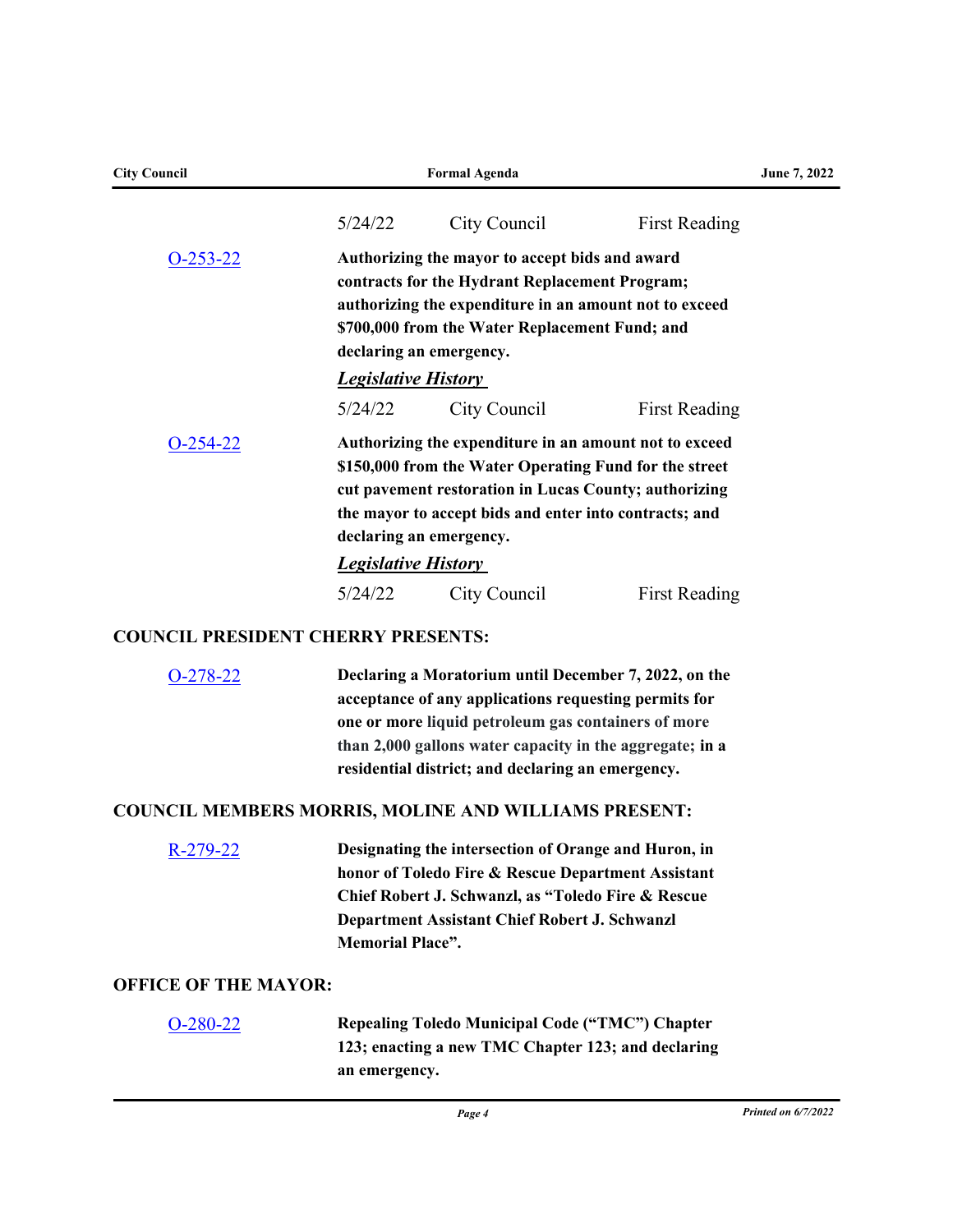| | | |
|---|---|---|
| 5/24/22 | City Council | First Reading |

O-253-22

**Authorizing the mayor to accept bids and award contracts for the Hydrant Replacement Program; authorizing the expenditure in an amount not to exceed $700,000 from the Water Replacement Fund; and declaring an emergency.**

***Legislative History***

| | | |
|---|---|---|
| 5/24/22 | City Council | First Reading |

O-254-22

**Authorizing the expenditure in an amount not to exceed $150,000 from the Water Operating Fund for the street cut pavement restoration in Lucas County; authorizing the mayor to accept bids and enter into contracts; and declaring an emergency.**

***Legislative History***

| | | |
|---|---|---|
| 5/24/22 | City Council | First Reading |

## COUNCIL PRESIDENT CHERRY PRESENTS:

O-278-22

**Declaring a Moratorium until December 7, 2022, on the acceptance of any applications requesting permits for one or more liquid petroleum gas containers of more than 2,000 gallons water capacity in the aggregate; in a residential district; and declaring an emergency.**

## COUNCIL MEMBERS MORRIS, MOLINE AND WILLIAMS PRESENT:

R-279-22

**Designating the intersection of Orange and Huron, in honor of Toledo Fire & Rescue Department Assistant Chief Robert J. Schwanzl, as "Toledo Fire & Rescue Department Assistant Chief Robert J. Schwanzl Memorial Place".**

## OFFICE OF THE MAYOR:

O-280-22

**Repealing Toledo Municipal Code ("TMC") Chapter 123; enacting a new TMC Chapter 123; and declaring an emergency.**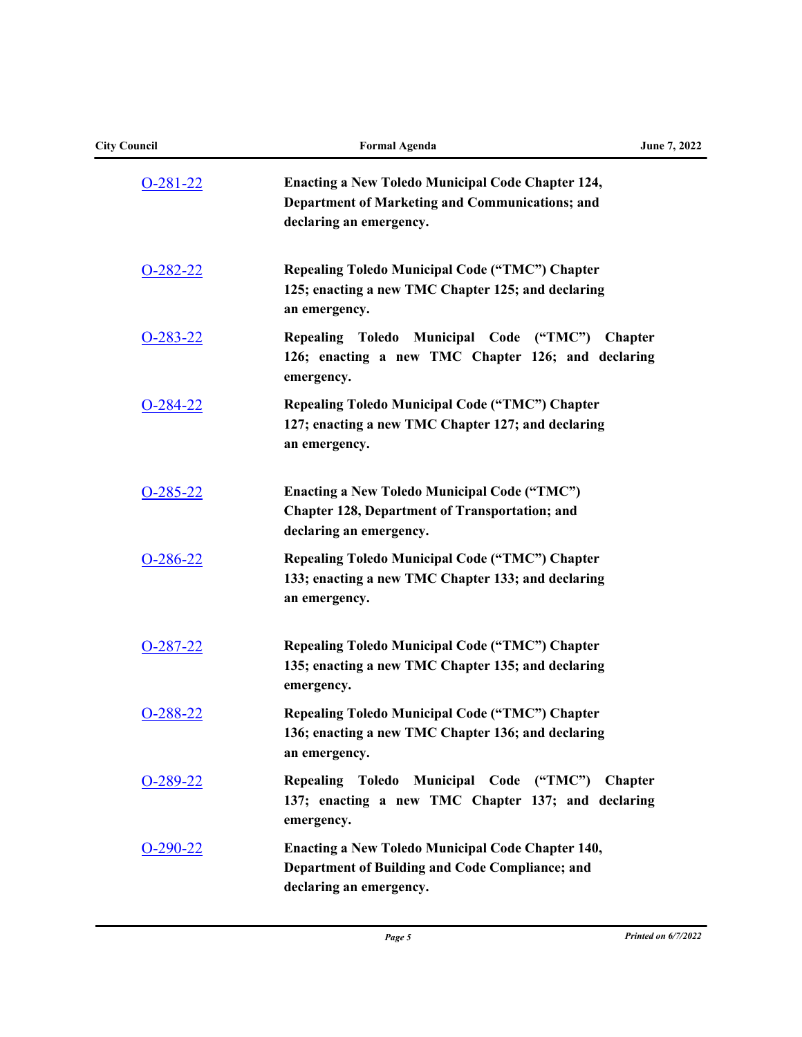| | |
|---|---|
| O-281-22 | **Enacting a New Toledo Municipal Code Chapter 124, Department of Marketing and Communications; and declaring an emergency.** |
| O-282-22 | **Repealing Toledo Municipal Code ("TMC") Chapter 125; enacting a new TMC Chapter 125; and declaring an emergency.** |
| O-283-22 | **Repealing Toledo Municipal Code ("TMC") Chapter 126; enacting a new TMC Chapter 126; and declaring emergency.** |
| O-284-22 | **Repealing Toledo Municipal Code ("TMC") Chapter 127; enacting a new TMC Chapter 127; and declaring an emergency.** |
| O-285-22 | **Enacting a New Toledo Municipal Code ("TMC") Chapter 128, Department of Transportation; and declaring an emergency.** |
| O-286-22 | **Repealing Toledo Municipal Code ("TMC") Chapter 133; enacting a new TMC Chapter 133; and declaring an emergency.** |
| O-287-22 | **Repealing Toledo Municipal Code ("TMC") Chapter 135; enacting a new TMC Chapter 135; and declaring emergency.** |
| O-288-22 | **Repealing Toledo Municipal Code ("TMC") Chapter 136; enacting a new TMC Chapter 136; and declaring an emergency.** |
| O-289-22 | **Repealing Toledo Municipal Code ("TMC") Chapter 137; enacting a new TMC Chapter 137; and declaring emergency.** |
| O-290-22 | **Enacting a New Toledo Municipal Code Chapter 140, Department of Building and Code Compliance; and declaring an emergency.** |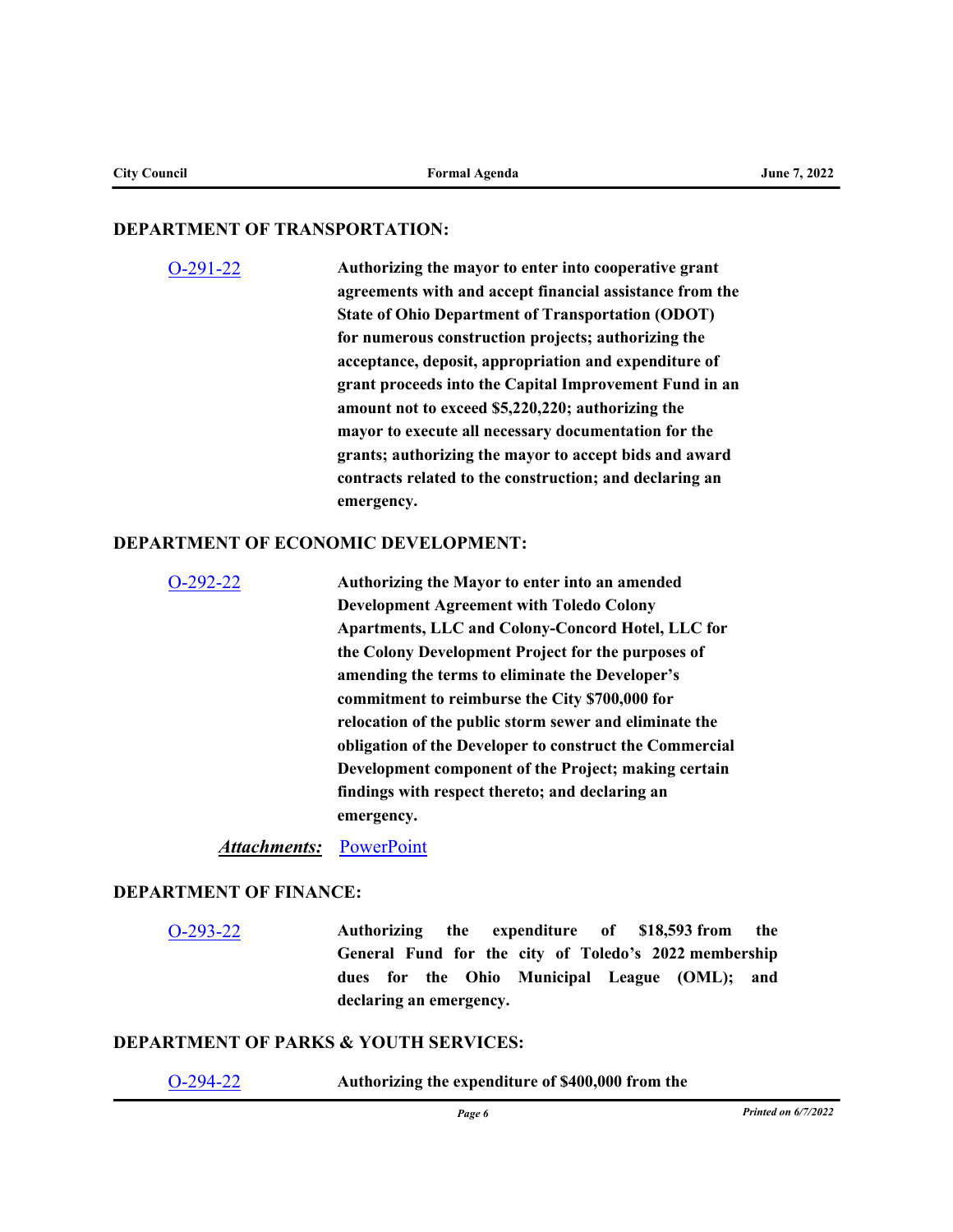### DEPARTMENT OF TRANSPORTATION:

O-291-22 **Authorizing the mayor to enter into cooperative grant agreements with and accept financial assistance from the State of Ohio Department of Transportation (ODOT) for numerous construction projects; authorizing the acceptance, deposit, appropriation and expenditure of grant proceeds into the Capital Improvement Fund in an amount not to exceed $5,220,220; authorizing the mayor to execute all necessary documentation for the grants; authorizing the mayor to accept bids and award contracts related to the construction; and declaring an emergency.**

### DEPARTMENT OF ECONOMIC DEVELOPMENT:

O-292-22 **Authorizing the Mayor to enter into an amended Development Agreement with Toledo Colony Apartments, LLC and Colony-Concord Hotel, LLC for the Colony Development Project for the purposes of amending the terms to eliminate the Developer's commitment to reimburse the City $700,000 for relocation of the public storm sewer and eliminate the obligation of the Developer to construct the Commercial Development component of the Project; making certain findings with respect thereto; and declaring an emergency.**

***Attachments:*** PowerPoint

### DEPARTMENT OF FINANCE:

O-293-22 **Authorizing the expenditure of $18,593 from the General Fund for the city of Toledo's 2022 membership dues for the Ohio Municipal League (OML); and declaring an emergency.**

### DEPARTMENT OF PARKS & YOUTH SERVICES:

O-294-22 **Authorizing the expenditure of $400,000 from the**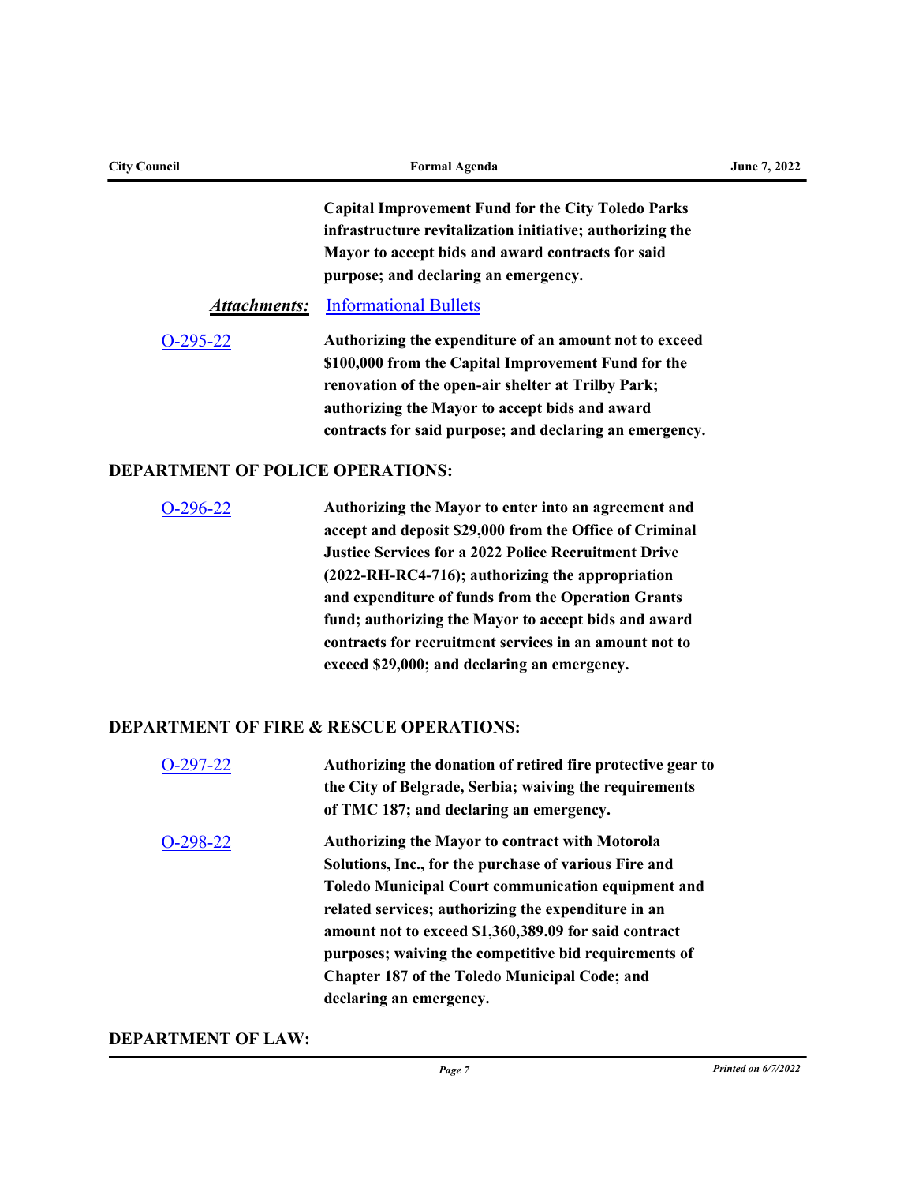**Capital Improvement Fund for the City Toledo Parks infrastructure revitalization initiative; authorizing the Mayor to accept bids and award contracts for said purpose; and declaring an emergency.**

***Attachments:*** Informational Bullets

O-295-22 **Authorizing the expenditure of an amount not to exceed $100,000 from the Capital Improvement Fund for the renovation of the open-air shelter at Trilby Park; authorizing the Mayor to accept bids and award contracts for said purpose; and declaring an emergency.**

## DEPARTMENT OF POLICE OPERATIONS:

O-296-22 **Authorizing the Mayor to enter into an agreement and accept and deposit $29,000 from the Office of Criminal Justice Services for a 2022 Police Recruitment Drive (2022-RH-RC4-716); authorizing the appropriation and expenditure of funds from the Operation Grants fund; authorizing the Mayor to accept bids and award contracts for recruitment services in an amount not to exceed $29,000; and declaring an emergency.**

## DEPARTMENT OF FIRE & RESCUE OPERATIONS:

O-297-22 **Authorizing the donation of retired fire protective gear to the City of Belgrade, Serbia; waiving the requirements of TMC 187; and declaring an emergency.**

O-298-22 **Authorizing the Mayor to contract with Motorola Solutions, Inc., for the purchase of various Fire and Toledo Municipal Court communication equipment and related services; authorizing the expenditure in an amount not to exceed $1,360,389.09 for said contract purposes; waiving the competitive bid requirements of Chapter 187 of the Toledo Municipal Code; and declaring an emergency.**

## DEPARTMENT OF LAW: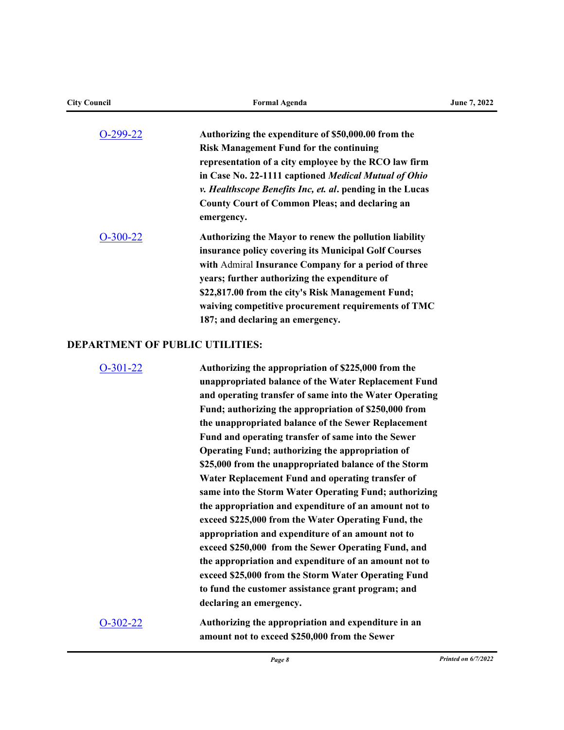O-299-22

**Authorizing the expenditure of $50,000.00 from the Risk Management Fund for the continuing representation of a city employee by the RCO law firm in Case No. 22-1111 captioned *Medical Mutual of Ohio v. Healthscope Benefits Inc, et. al*. pending in the Lucas County Court of Common Pleas; and declaring an emergency.**

O-300-22

**Authorizing the Mayor to renew the pollution liability insurance policy covering its Municipal Golf Courses with** Admiral **Insurance Company for a period of three years; further authorizing the expenditure of $22,817.00 from the city's Risk Management Fund; waiving competitive procurement requirements of TMC 187; and declaring an emergency.**

## DEPARTMENT OF PUBLIC UTILITIES:

O-301-22

**Authorizing the appropriation of $225,000 from the unappropriated balance of the Water Replacement Fund and operating transfer of same into the Water Operating Fund; authorizing the appropriation of $250,000 from the unappropriated balance of the Sewer Replacement Fund and operating transfer of same into the Sewer Operating Fund; authorizing the appropriation of $25,000 from the unappropriated balance of the Storm Water Replacement Fund and operating transfer of same into the Storm Water Operating Fund; authorizing the appropriation and expenditure of an amount not to exceed $225,000 from the Water Operating Fund, the appropriation and expenditure of an amount not to exceed $250,000 from the Sewer Operating Fund, and the appropriation and expenditure of an amount not to exceed $25,000 from the Storm Water Operating Fund to fund the customer assistance grant program; and declaring an emergency.**

O-302-22

**Authorizing the appropriation and expenditure in an amount not to exceed $250,000 from the Sewer**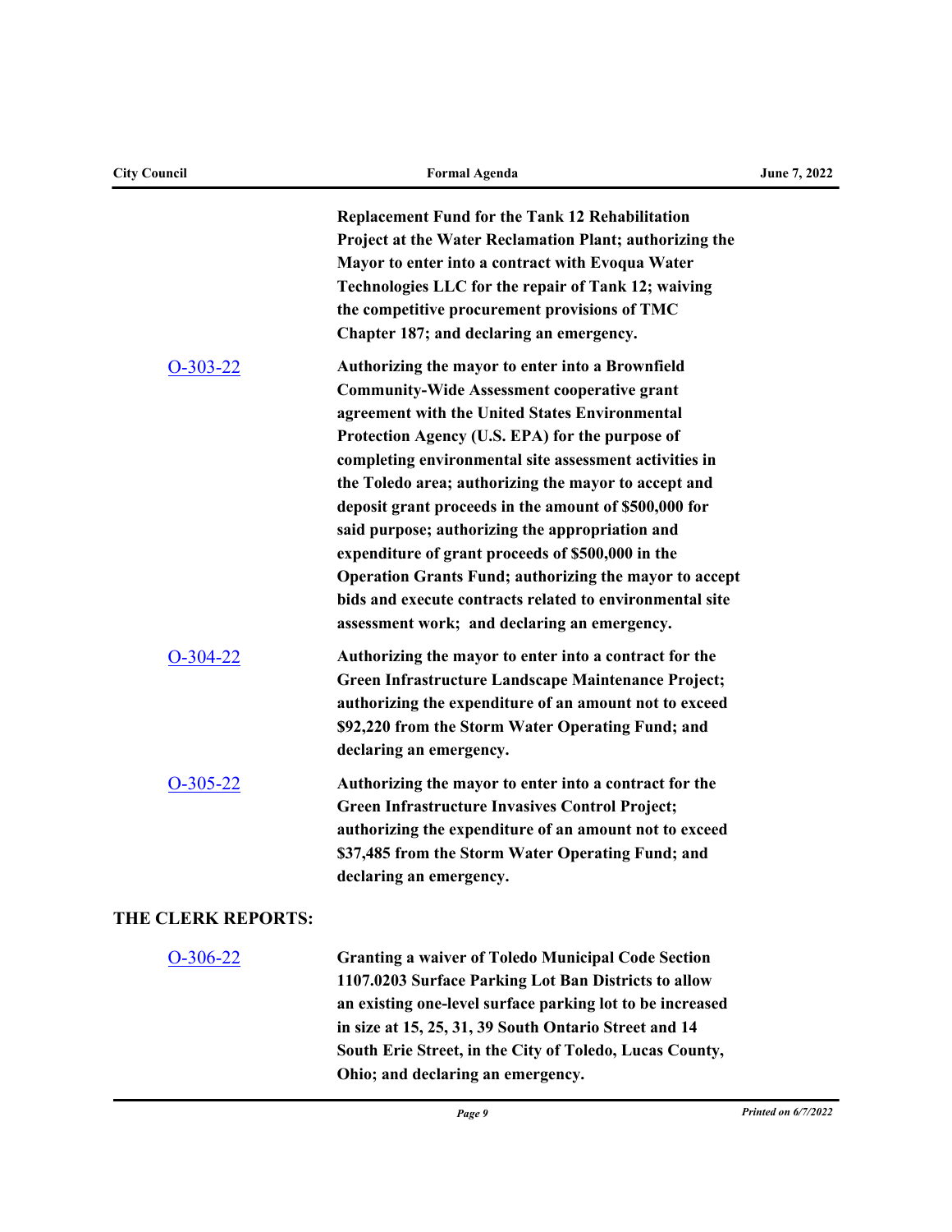**Replacement Fund for the Tank 12 Rehabilitation Project at the Water Reclamation Plant; authorizing the Mayor to enter into a contract with Evoqua Water Technologies LLC for the repair of Tank 12; waiving the competitive procurement provisions of TMC Chapter 187; and declaring an emergency.**

| | |
|---|---|
| O-303-22 | **Authorizing the mayor to enter into a Brownfield Community-Wide Assessment cooperative grant agreement with the United States Environmental Protection Agency (U.S. EPA) for the purpose of completing environmental site assessment activities in the Toledo area; authorizing the mayor to accept and deposit grant proceeds in the amount of $500,000 for said purpose; authorizing the appropriation and expenditure of grant proceeds of $500,000 in the Operation Grants Fund; authorizing the mayor to accept bids and execute contracts related to environmental site assessment work; and declaring an emergency.** |
| O-304-22 | **Authorizing the mayor to enter into a contract for the Green Infrastructure Landscape Maintenance Project; authorizing the expenditure of an amount not to exceed $92,220 from the Storm Water Operating Fund; and declaring an emergency.** |
| O-305-22 | **Authorizing the mayor to enter into a contract for the Green Infrastructure Invasives Control Project; authorizing the expenditure of an amount not to exceed $37,485 from the Storm Water Operating Fund; and declaring an emergency.** |

## THE CLERK REPORTS:

| | |
|---|---|
| O-306-22 | **Granting a waiver of Toledo Municipal Code Section 1107.0203 Surface Parking Lot Ban Districts to allow an existing one-level surface parking lot to be increased in size at 15, 25, 31, 39 South Ontario Street and 14 South Erie Street, in the City of Toledo, Lucas County, Ohio; and declaring an emergency.** |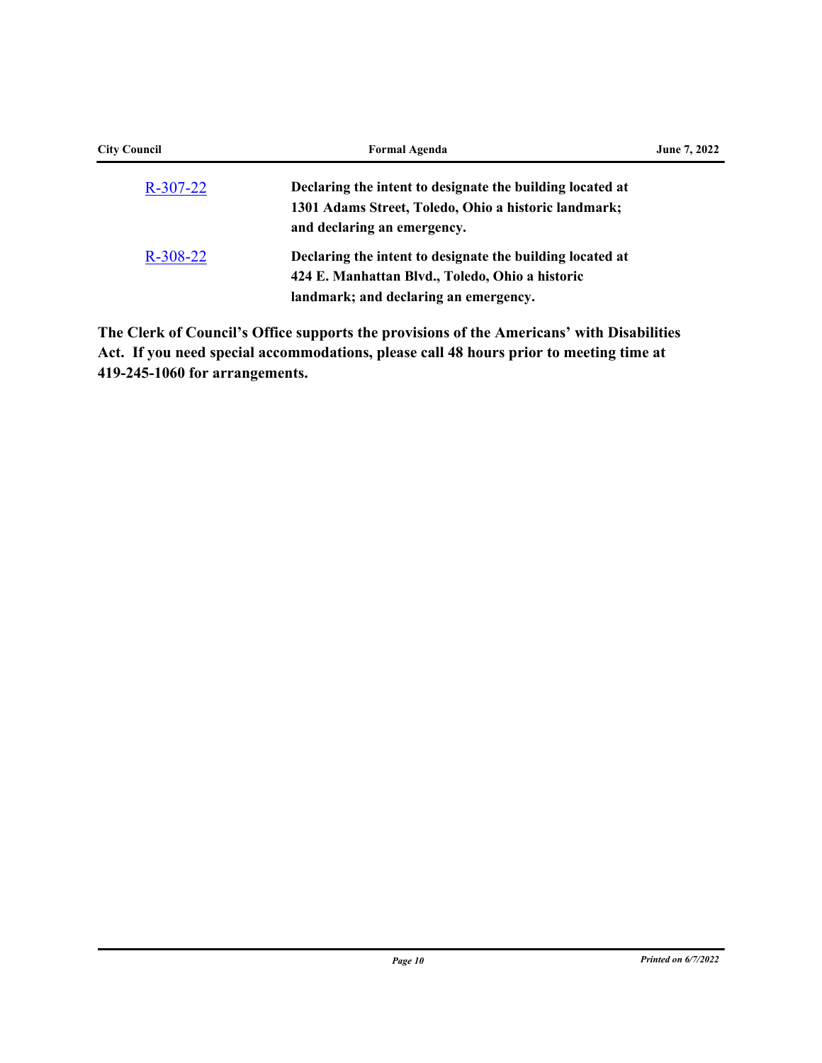[R-307-22](#) **Declaring the intent to designate the building located at 1301 Adams Street, Toledo, Ohio a historic landmark; and declaring an emergency.**

[R-308-22](#) **Declaring the intent to designate the building located at 424 E. Manhattan Blvd., Toledo, Ohio a historic landmark; and declaring an emergency.**

**The Clerk of Council's Office supports the provisions of the Americans' with Disabilities Act. If you need special accommodations, please call 48 hours prior to meeting time at 419-245-1060 for arrangements.**